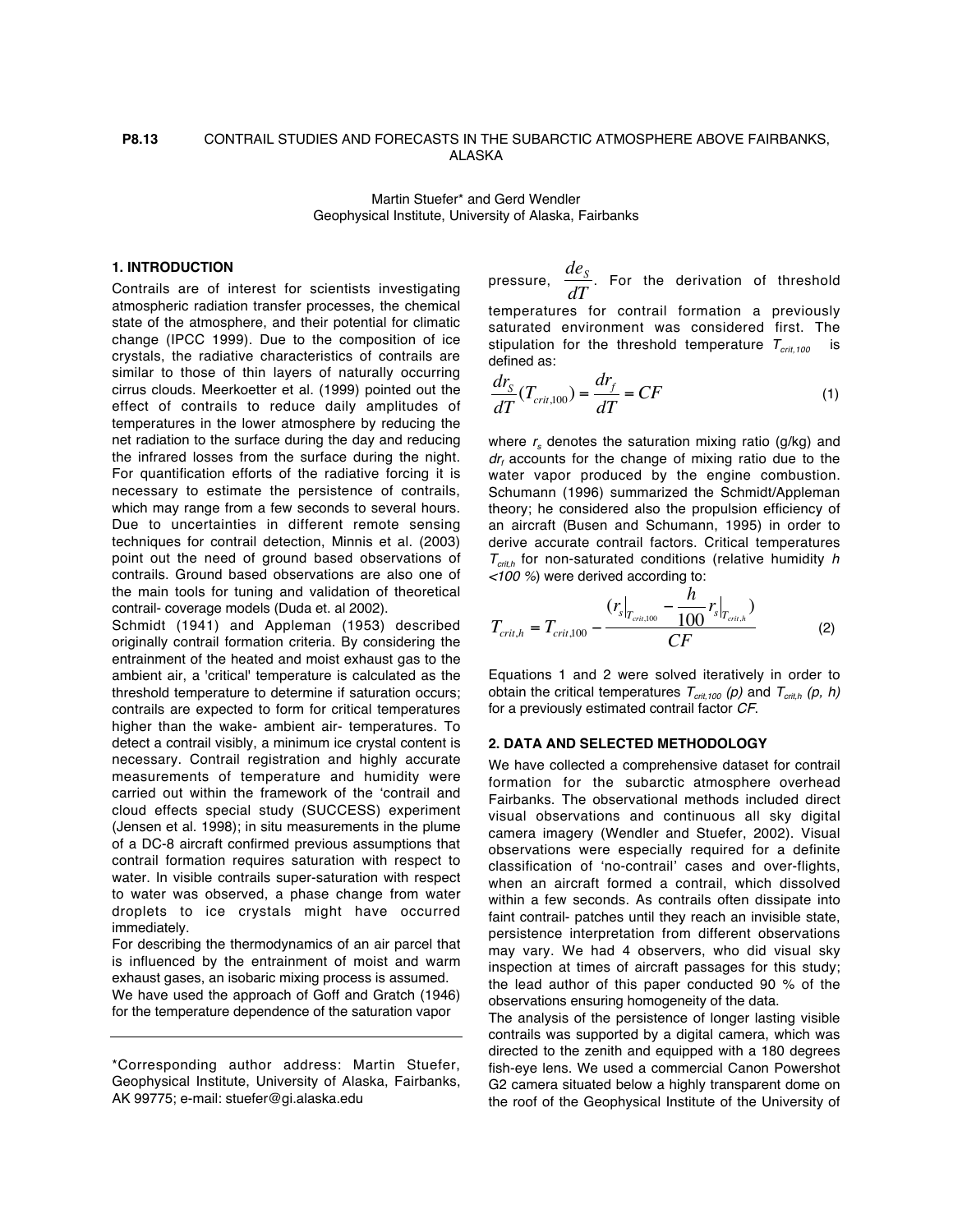**P8.13** CONTRAIL STUDIES AND FORECASTS IN THE SUBARCTIC ATMOSPHERE ABOVE FAIRBANKS, ALASKA

Martin Stuefer* and Gerd Wendler
Geophysical Institute, University of Alaska, Fairbanks

## 1. INTRODUCTION

Contrails are of interest for scientists investigating atmospheric radiation transfer processes, the chemical state of the atmosphere, and their potential for climatic change (IPCC 1999). Due to the composition of ice crystals, the radiative characteristics of contrails are similar to those of thin layers of naturally occurring cirrus clouds. Meerkoetter et al. (1999) pointed out the effect of contrails to reduce daily amplitudes of temperatures in the lower atmosphere by reducing the net radiation to the surface during the day and reducing the infrared losses from the surface during the night. For quantification efforts of the radiative forcing it is necessary to estimate the persistence of contrails, which may range from a few seconds to several hours. Due to uncertainties in different remote sensing techniques for contrail detection, Minnis et al. (2003) point out the need of ground based observations of contrails. Ground based observations are also one of the main tools for tuning and validation of theoretical contrail- coverage models (Duda et. al 2002).

Schmidt (1941) and Appleman (1953) described originally contrail formation criteria. By considering the entrainment of the heated and moist exhaust gas to the ambient air, a 'critical' temperature is calculated as the threshold temperature to determine if saturation occurs; contrails are expected to form for critical temperatures higher than the wake- ambient air- temperatures. To detect a contrail visibly, a minimum ice crystal content is necessary. Contrail registration and highly accurate measurements of temperature and humidity were carried out within the framework of the 'contrail and cloud effects special study (SUCCESS) experiment (Jensen et al. 1998); in situ measurements in the plume of a DC-8 aircraft confirmed previous assumptions that contrail formation requires saturation with respect to water. In visible contrails super-saturation with respect to water was observed, a phase change from water droplets to ice crystals might have occurred immediately.

For describing the thermodynamics of an air parcel that is influenced by the entrainment of moist and warm exhaust gases, an isobaric mixing process is assumed.

We have used the approach of Goff and Gratch (1946) for the temperature dependence of the saturation vapor pressure, $\frac{de_S}{dT}$. For the derivation of threshold temperatures for contrail formation a previously saturated environment was considered first. The stipulation for the threshold temperature $T_{crit,100}$ is defined as:

$$\frac{dr_S}{dT}(T_{crit,100}) = \frac{dr_f}{dT} = CF \tag{1}$$

where $r_s$ denotes the saturation mixing ratio (g/kg) and $dr_f$ accounts for the change of mixing ratio due to the water vapor produced by the engine combustion. Schumann (1996) summarized the Schmidt/Appleman theory; he considered also the propulsion efficiency of an aircraft (Busen and Schumann, 1995) in order to derive accurate contrail factors. Critical temperatures $T_{crit,h}$ for non-saturated conditions (relative humidity $h$ *<100 %*) were derived according to:

$$T_{crit,h} = T_{crit,100} - \frac{(r_s|_{T_{crit,100}} - \frac{h}{100} r_s|_{T_{crit,h}})}{CF} \tag{2}$$

Equations 1 and 2 were solved iteratively in order to obtain the critical temperatures $T_{crit,100}$ *(p)* and $T_{crit,h}$ *(p, h)* for a previously estimated contrail factor *CF*.

## 2. DATA AND SELECTED METHODOLOGY

We have collected a comprehensive dataset for contrail formation for the subarctic atmosphere overhead Fairbanks. The observational methods included direct visual observations and continuous all sky digital camera imagery (Wendler and Stuefer, 2002). Visual observations were especially required for a definite classification of 'no-contrail' cases and over-flights, when an aircraft formed a contrail, which dissolved within a few seconds. As contrails often dissipate into faint contrail- patches until they reach an invisible state, persistence interpretation from different observations may vary. We had 4 observers, who did visual sky inspection at times of aircraft passages for this study; the lead author of this paper conducted 90 % of the observations ensuring homogeneity of the data.

The analysis of the persistence of longer lasting visible contrails was supported by a digital camera, which was directed to the zenith and equipped with a 180 degrees fish-eye lens. We used a commercial Canon Powershot G2 camera situated below a highly transparent dome on the roof of the Geophysical Institute of the University of

---

*Corresponding author address: Martin Stuefer, Geophysical Institute, University of Alaska, Fairbanks, AK 99775; e-mail: stuefer@gi.alaska.edu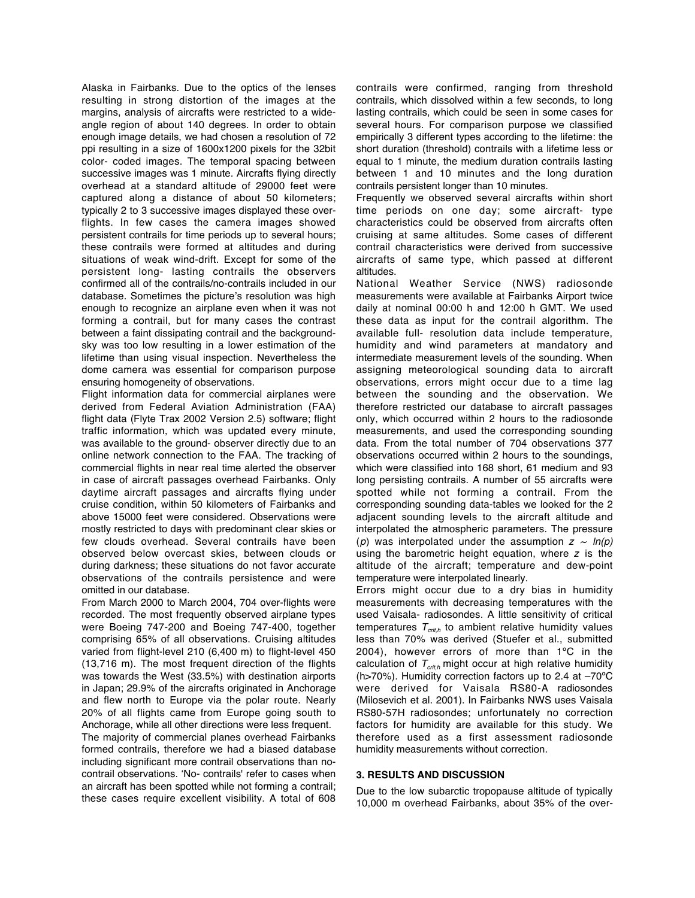Alaska in Fairbanks. Due to the optics of the lenses resulting in strong distortion of the images at the margins, analysis of aircrafts were restricted to a wide-angle region of about 140 degrees. In order to obtain enough image details, we had chosen a resolution of 72 ppi resulting in a size of 1600x1200 pixels for the 32bit color- coded images. The temporal spacing between successive images was 1 minute. Aircrafts flying directly overhead at a standard altitude of 29000 feet were captured along a distance of about 50 kilometers; typically 2 to 3 successive images displayed these over-flights. In few cases the camera images showed persistent contrails for time periods up to several hours; these contrails were formed at altitudes and during situations of weak wind-drift. Except for some of the persistent long- lasting contrails the observers confirmed all of the contrails/no-contrails included in our database. Sometimes the picture's resolution was high enough to recognize an airplane even when it was not forming a contrail, but for many cases the contrast between a faint dissipating contrail and the background-sky was too low resulting in a lower estimation of the lifetime than using visual inspection. Nevertheless the dome camera was essential for comparison purpose ensuring homogeneity of observations.

Flight information data for commercial airplanes were derived from Federal Aviation Administration (FAA) flight data (Flyte Trax 2002 Version 2.5) software; flight traffic information, which was updated every minute, was available to the ground- observer directly due to an online network connection to the FAA. The tracking of commercial flights in near real time alerted the observer in case of aircraft passages overhead Fairbanks. Only daytime aircraft passages and aircrafts flying under cruise condition, within 50 kilometers of Fairbanks and above 15000 feet were considered. Observations were mostly restricted to days with predominant clear skies or few clouds overhead. Several contrails have been observed below overcast skies, between clouds or during darkness; these situations do not favor accurate observations of the contrails persistence and were omitted in our database.

From March 2000 to March 2004, 704 over-flights were recorded. The most frequently observed airplane types were Boeing 747-200 and Boeing 747-400, together comprising 65% of all observations. Cruising altitudes varied from flight-level 210 (6,400 m) to flight-level 450 (13,716 m). The most frequent direction of the flights was towards the West (33.5%) with destination airports in Japan; 29.9% of the aircrafts originated in Anchorage and flew north to Europe via the polar route. Nearly 20% of all flights came from Europe going south to Anchorage, while all other directions were less frequent.

The majority of commercial planes overhead Fairbanks formed contrails, therefore we had a biased database including significant more contrail observations than no-contrail observations. 'No- contrails' refer to cases when an aircraft has been spotted while not forming a contrail; these cases require excellent visibility. A total of 608 contrails were confirmed, ranging from threshold contrails, which dissolved within a few seconds, to long lasting contrails, which could be seen in some cases for several hours. For comparison purpose we classified empirically 3 different types according to the lifetime: the short duration (threshold) contrails with a lifetime less or equal to 1 minute, the medium duration contrails lasting between 1 and 10 minutes and the long duration contrails persistent longer than 10 minutes.

Frequently we observed several aircrafts within short time periods on one day; some aircraft- type characteristics could be observed from aircrafts often cruising at same altitudes. Some cases of different contrail characteristics were derived from successive aircrafts of same type, which passed at different altitudes.

National Weather Service (NWS) radiosonde measurements were available at Fairbanks Airport twice daily at nominal 00:00 h and 12:00 h GMT. We used these data as input for the contrail algorithm. The available full- resolution data include temperature, humidity and wind parameters at mandatory and intermediate measurement levels of the sounding. When assigning meteorological sounding data to aircraft observations, errors might occur due to a time lag between the sounding and the observation. We therefore restricted our database to aircraft passages only, which occurred within 2 hours to the radiosonde measurements, and used the corresponding sounding data. From the total number of 704 observations 377 observations occurred within 2 hours to the soundings, which were classified into 168 short, 61 medium and 93 long persisting contrails. A number of 55 aircrafts were spotted while not forming a contrail. From the corresponding sounding data-tables we looked for the 2 adjacent sounding levels to the aircraft altitude and interpolated the atmospheric parameters. The pressure ($p$) was interpolated under the assumption $z \sim ln(p)$ using the barometric height equation, where $z$ is the altitude of the aircraft; temperature and dew-point temperature were interpolated linearly.

Errors might occur due to a dry bias in humidity measurements with decreasing temperatures with the used Vaisala- radiosondes. A little sensitivity of critical temperatures $T_{crit,h}$ to ambient relative humidity values less than 70% was derived (Stuefer et al., submitted 2004), however errors of more than 1ºC in the calculation of $T_{crit,h}$ might occur at high relative humidity (h>70%). Humidity correction factors up to 2.4 at –70ºC were derived for Vaisala RS80-A radiosondes (Milosevich et al. 2001). In Fairbanks NWS uses Vaisala RS80-57H radiosondes; unfortunately no correction factors for humidity are available for this study. We therefore used as a first assessment radiosonde humidity measurements without correction.

## 3. RESULTS AND DISCUSSION

Due to the low subarctic tropopause altitude of typically 10,000 m overhead Fairbanks, about 35% of the over-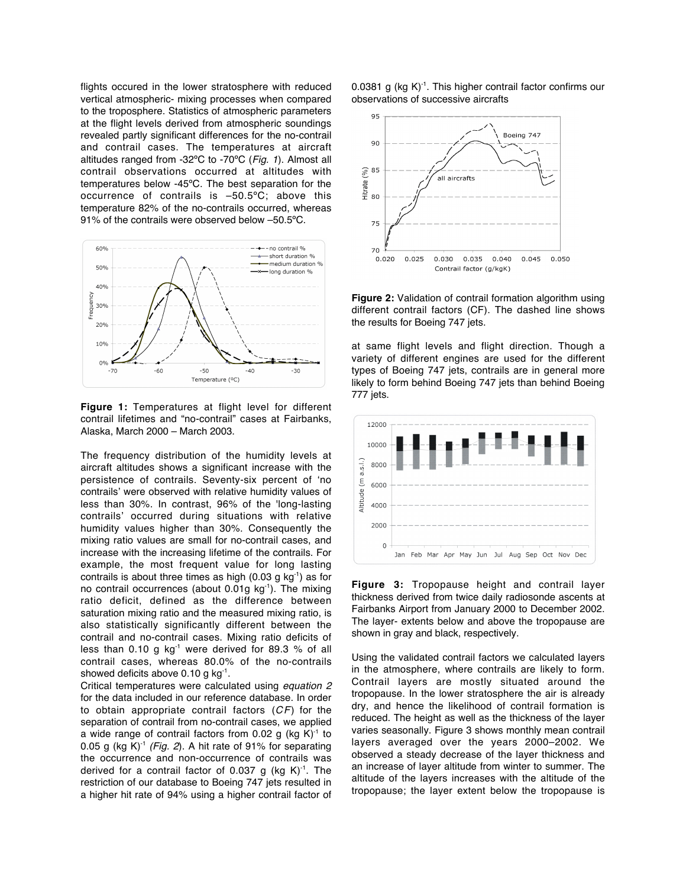flights occured in the lower stratosphere with reduced vertical atmospheric- mixing processes when compared to the troposphere. Statistics of atmospheric parameters at the flight levels derived from atmospheric soundings revealed partly significant differences for the no-contrail and contrail cases. The temperatures at aircraft altitudes ranged from -32ºC to -70ºC (*Fig. 1*). Almost all contrail observations occurred at altitudes with temperatures below -45ºC. The best separation for the occurrence of contrails is –50.5ºC; above this temperature 82% of the no-contrails occurred, whereas 91% of the contrails were observed below –50.5ºC.

**Figure 1:** Temperatures at flight level for different contrail lifetimes and "no-contrail" cases at Fairbanks, Alaska, March 2000 – March 2003.

The frequency distribution of the humidity levels at aircraft altitudes shows a significant increase with the persistence of contrails. Seventy-six percent of 'no contrails' were observed with relative humidity values of less than 30%. In contrast, 96% of the 'long-lasting contrails' occurred during situations with relative humidity values higher than 30%. Consequently the mixing ratio values are small for no-contrail cases, and increase with the increasing lifetime of the contrails. For example, the most frequent value for long lasting contrails is about three times as high (0.03 g $kg^{-1}$) as for no contrail occurrences (about 0.01g $kg^{-1}$). The mixing ratio deficit, defined as the difference between saturation mixing ratio and the measured mixing ratio, is also statistically significantly different between the contrail and no-contrail cases. Mixing ratio deficits of less than 0.10 g $kg^{-1}$ were derived for 89.3 % of all contrail cases, whereas 80.0% of the no-contrails showed deficits above 0.10 g $kg^{-1}$.

Critical temperatures were calculated using *equation 2* for the data included in our reference database. In order to obtain appropriate contrail factors ($CF$) for the separation of contrail from no-contrail cases, we applied a wide range of contrail factors from 0.02 g $(kg\ K)^{-1}$ to 0.05 g $(kg\ K)^{-1}$ *(Fig. 2)*. A hit rate of 91% for separating the occurrence and non-occurrence of contrails was derived for a contrail factor of 0.037 g $(kg\ K)^{-1}$. The restriction of our database to Boeing 747 jets resulted in a higher hit rate of 94% using a higher contrail factor of 0.0381 g $(kg\ K)^{-1}$. This higher contrail factor confirms our observations of successive aircrafts

**Figure 2:** Validation of contrail formation algorithm using different contrail factors (CF). The dashed line shows the results for Boeing 747 jets.

at same flight levels and flight direction. Though a variety of different engines are used for the different types of Boeing 747 jets, contrails are in general more likely to form behind Boeing 747 jets than behind Boeing 777 jets.

**Figure 3:** Tropopause height and contrail layer thickness derived from twice daily radiosonde ascents at Fairbanks Airport from January 2000 to December 2002. The layer- extents below and above the tropopause are shown in gray and black, respectively.

Using the validated contrail factors we calculated layers in the atmosphere, where contrails are likely to form. Contrail layers are mostly situated around the tropopause. In the lower stratosphere the air is already dry, and hence the likelihood of contrail formation is reduced. The height as well as the thickness of the layer varies seasonally. Figure 3 shows monthly mean contrail layers averaged over the years 2000–2002. We observed a steady decrease of the layer thickness and an increase of layer altitude from winter to summer. The altitude of the layers increases with the altitude of the tropopause; the layer extent below the tropopause is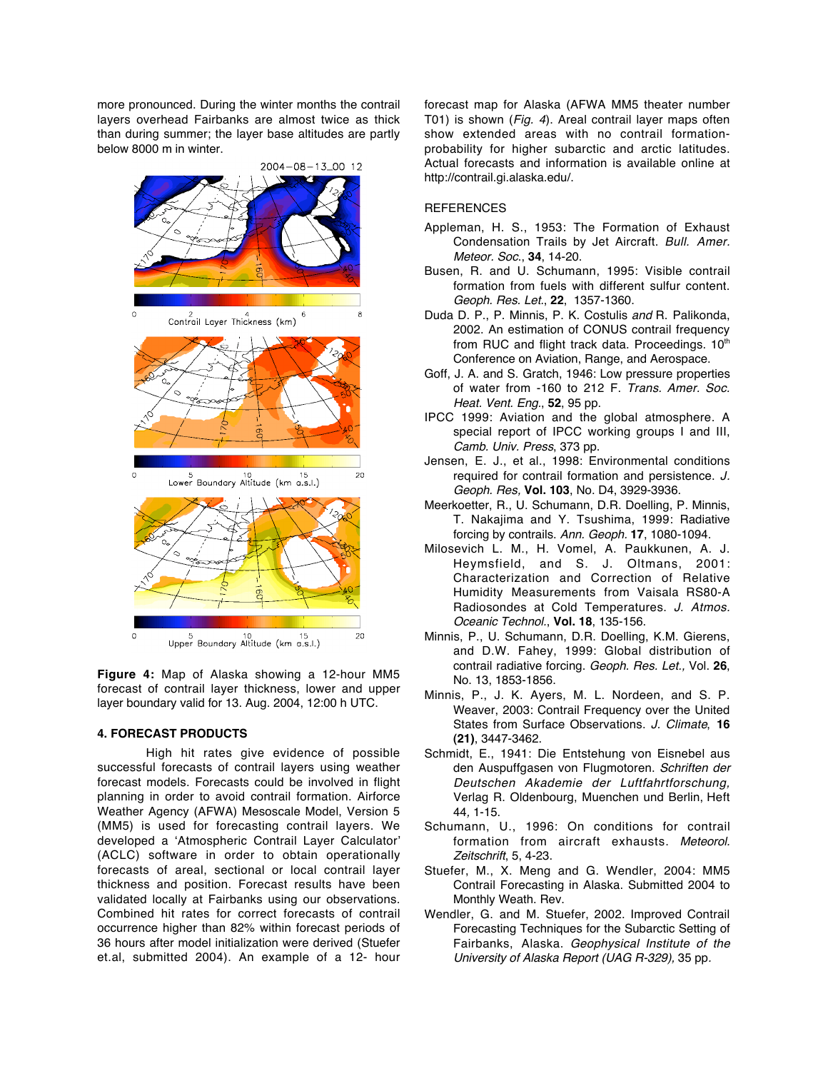more pronounced. During the winter months the contrail layers overhead Fairbanks are almost twice as thick than during summer; the layer base altitudes are partly below 8000 m in winter.

2004–08–13_00 12

0 2 4 6 8
Contrail Layer Thickness (km)

0 5 10 15 20
Lower Boundary Altitude (km a.s.l.)

0 5 10 15 20
Upper Boundary Altitude (km a.s.l.)

**Figure 4:** Map of Alaska showing a 12-hour MM5 forecast of contrail layer thickness, lower and upper layer boundary valid for 13. Aug. 2004, 12:00 h UTC.

### 4. FORECAST PRODUCTS

High hit rates give evidence of possible successful forecasts of contrail layers using weather forecast models. Forecasts could be involved in flight planning in order to avoid contrail formation. Airforce Weather Agency (AFWA) Mesoscale Model, Version 5 (MM5) is used for forecasting contrail layers. We developed a 'Atmospheric Contrail Layer Calculator' (ACLC) software in order to obtain operationally forecasts of areal, sectional or local contrail layer thickness and position. Forecast results have been validated locally at Fairbanks using our observations. Combined hit rates for correct forecasts of contrail occurrence higher than 82% within forecast periods of 36 hours after model initialization were derived (Stuefer et.al, submitted 2004). An example of a 12- hour forecast map for Alaska (AFWA MM5 theater number T01) is shown (*Fig. 4*). Areal contrail layer maps often show extended areas with no contrail formation-probability for higher subarctic and arctic latitudes. Actual forecasts and information is available online at http://contrail.gi.alaska.edu/.

### REFERENCES

Appleman, H. S., 1953: The Formation of Exhaust Condensation Trails by Jet Aircraft. *Bull. Amer. Meteor. Soc.*, **34**, 14-20.

Busen, R. and U. Schumann, 1995: Visible contrail formation from fuels with different sulfur content. *Geoph. Res. Let.*, **22**, 1357-1360.

Duda D. P., P. Minnis, P. K. Costulis *and* R. Palikonda, 2002. An estimation of CONUS contrail frequency from RUC and flight track data. Proceedings. 10th Conference on Aviation, Range, and Aerospace.

Goff, J. A. and S. Gratch, 1946: Low pressure properties of water from -160 to 212 F. *Trans. Amer. Soc. Heat. Vent. Eng.*, **52**, 95 pp.

IPCC 1999: Aviation and the global atmosphere. A special report of IPCC working groups I and III, *Camb. Univ. Press*, 373 pp.

Jensen, E. J., et al., 1998: Environmental conditions required for contrail formation and persistence. *J. Geoph. Res,* **Vol. 103**, No. D4, 3929-3936.

Meerkoetter, R., U. Schumann, D.R. Doelling, P. Minnis, T. Nakajima and Y. Tsushima, 1999: Radiative forcing by contrails. *Ann. Geoph.* **17**, 1080-1094.

Milosevich L. M., H. Vomel, A. Paukkunen, A. J. Heymsfield, and S. J. Oltmans, 2001: Characterization and Correction of Relative Humidity Measurements from Vaisala RS80-A Radiosondes at Cold Temperatures. *J. Atmos. Oceanic Technol.*, **Vol. 18**, 135-156.

Minnis, P., U. Schumann, D.R. Doelling, K.M. Gierens, and D.W. Fahey, 1999: Global distribution of contrail radiative forcing. *Geoph. Res. Let.,* Vol. **26**, No. 13, 1853-1856.

Minnis, P., J. K. Ayers, M. L. Nordeen, and S. P. Weaver, 2003: Contrail Frequency over the United States from Surface Observations. *J. Climate*, **16 (21)**, 3447-3462.

Schmidt, E., 1941: Die Entstehung von Eisnebel aus den Auspuffgasen von Flugmotoren. *Schriften der Deutschen Akademie der Luftfahrtforschung,* Verlag R. Oldenbourg, Muenchen und Berlin, Heft 44*,* 1-15.

Schumann, U., 1996: On conditions for contrail formation from aircraft exhausts. *Meteorol. Zeitschrift*, 5, 4-23.

Stuefer, M., X. Meng and G. Wendler, 2004: MM5 Contrail Forecasting in Alaska. Submitted 2004 to Monthly Weath. Rev.

Wendler, G. and M. Stuefer, 2002. Improved Contrail Forecasting Techniques for the Subarctic Setting of Fairbanks, Alaska. *Geophysical Institute of the University of Alaska Report (UAG R-329),* 35 pp.